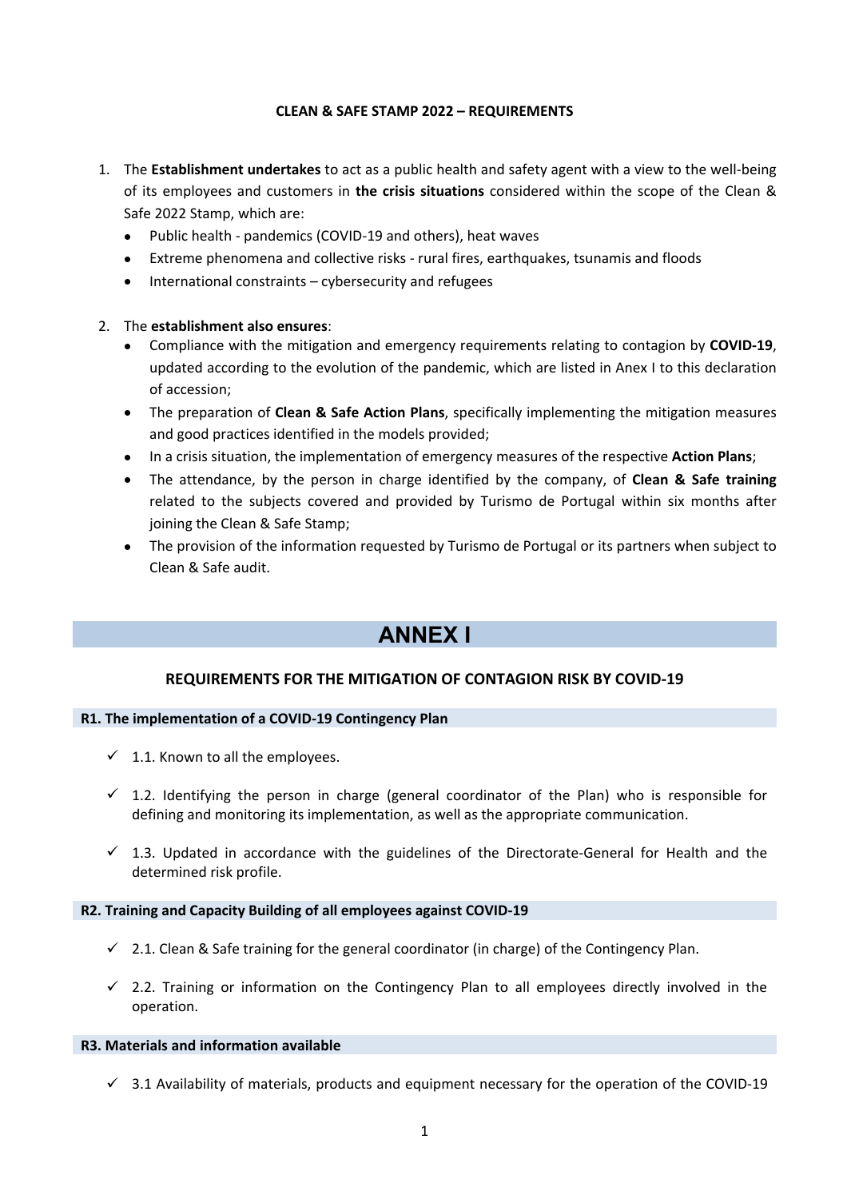**CLEAN & SAFE STAMP 2022 – REQUIREMENTS**

1. The **Establishment undertakes** to act as a public health and safety agent with a view to the well-being of its employees and customers in **the crisis situations** considered within the scope of the Clean & Safe 2022 Stamp, which are:
    - Public health - pandemics (COVID-19 and others), heat waves
    - Extreme phenomena and collective risks - rural fires, earthquakes, tsunamis and floods
    - International constraints – cybersecurity and refugees

2. The **establishment also ensures**:
    - Compliance with the mitigation and emergency requirements relating to contagion by **COVID-19**, updated according to the evolution of the pandemic, which are listed in Anex I to this declaration of accession;
    - The preparation of **Clean & Safe Action Plans**, specifically implementing the mitigation measures and good practices identified in the models provided;
    - In a crisis situation, the implementation of emergency measures of the respective **Action Plans**;
    - The attendance, by the person in charge identified by the company, of **Clean & Safe training** related to the subjects covered and provided by Turismo de Portugal within six months after joining the Clean & Safe Stamp;
    - The provision of the information requested by Turismo de Portugal or its partners when subject to Clean & Safe audit.

# ANNEX I

## REQUIREMENTS FOR THE MITIGATION OF CONTAGION RISK BY COVID-19

### R1. The implementation of a COVID-19 Contingency Plan

- ✓ 1.1. Known to all the employees.
- ✓ 1.2. Identifying the person in charge (general coordinator of the Plan) who is responsible for defining and monitoring its implementation, as well as the appropriate communication.
- ✓ 1.3. Updated in accordance with the guidelines of the Directorate-General for Health and the determined risk profile.

### R2. Training and Capacity Building of all employees against COVID-19

- ✓ 2.1. Clean & Safe training for the general coordinator (in charge) of the Contingency Plan.
- ✓ 2.2. Training or information on the Contingency Plan to all employees directly involved in the operation.

### R3. Materials and information available

- ✓ 3.1 Availability of materials, products and equipment necessary for the operation of the COVID-19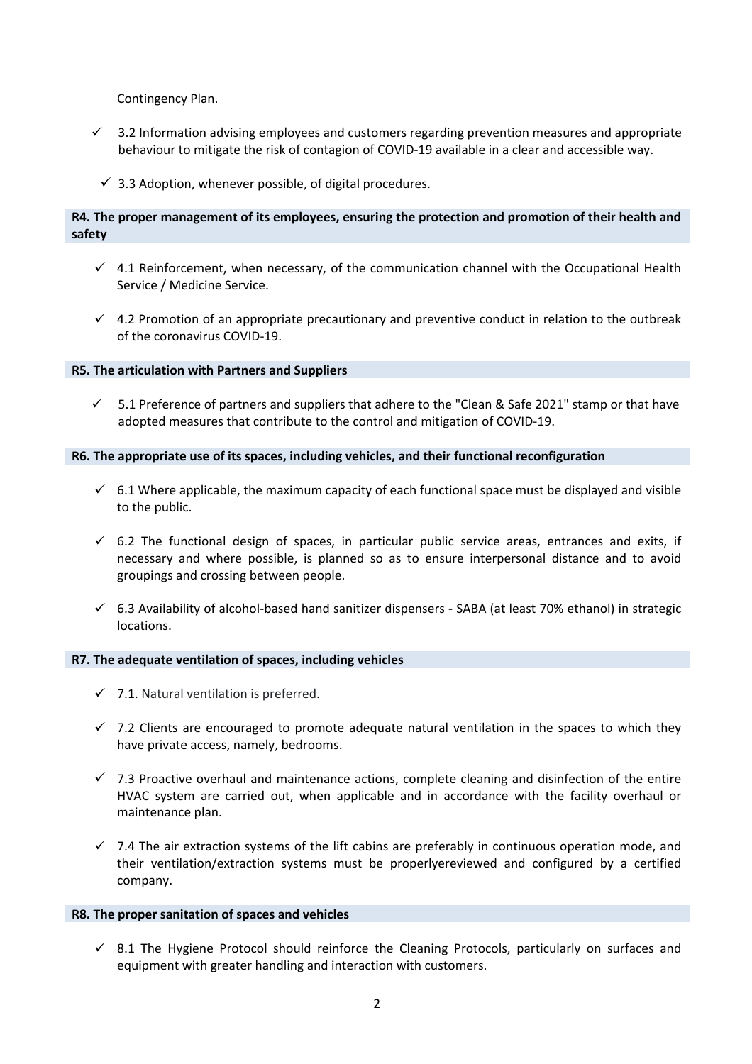Contingency Plan.

- ✓ 3.2 Information advising employees and customers regarding prevention measures and appropriate behaviour to mitigate the risk of contagion of COVID-19 available in a clear and accessible way.
- ✓ 3.3 Adoption, whenever possible, of digital procedures.

**R4. The proper management of its employees, ensuring the protection and promotion of their health and safety**

- ✓ 4.1 Reinforcement, when necessary, of the communication channel with the Occupational Health Service / Medicine Service.
- ✓ 4.2 Promotion of an appropriate precautionary and preventive conduct in relation to the outbreak of the coronavirus COVID-19.

**R5. The articulation with Partners and Suppliers**

- ✓ 5.1 Preference of partners and suppliers that adhere to the "Clean & Safe 2021" stamp or that have adopted measures that contribute to the control and mitigation of COVID-19.

**R6. The appropriate use of its spaces, including vehicles, and their functional reconfiguration**

- ✓ 6.1 Where applicable, the maximum capacity of each functional space must be displayed and visible to the public.
- ✓ 6.2 The functional design of spaces, in particular public service areas, entrances and exits, if necessary and where possible, is planned so as to ensure interpersonal distance and to avoid groupings and crossing between people.
- ✓ 6.3 Availability of alcohol-based hand sanitizer dispensers - SABA (at least 70% ethanol) in strategic locations.

**R7. The adequate ventilation of spaces, including vehicles**

- ✓ 7.1. Natural ventilation is preferred.
- ✓ 7.2 Clients are encouraged to promote adequate natural ventilation in the spaces to which they have private access, namely, bedrooms.
- ✓ 7.3 Proactive overhaul and maintenance actions, complete cleaning and disinfection of the entire HVAC system are carried out, when applicable and in accordance with the facility overhaul or maintenance plan.
- ✓ 7.4 The air extraction systems of the lift cabins are preferably in continuous operation mode, and their ventilation/extraction systems must be properlyereviewed and configured by a certified company.

**R8. The proper sanitation of spaces and vehicles**

- ✓ 8.1 The Hygiene Protocol should reinforce the Cleaning Protocols, particularly on surfaces and equipment with greater handling and interaction with customers.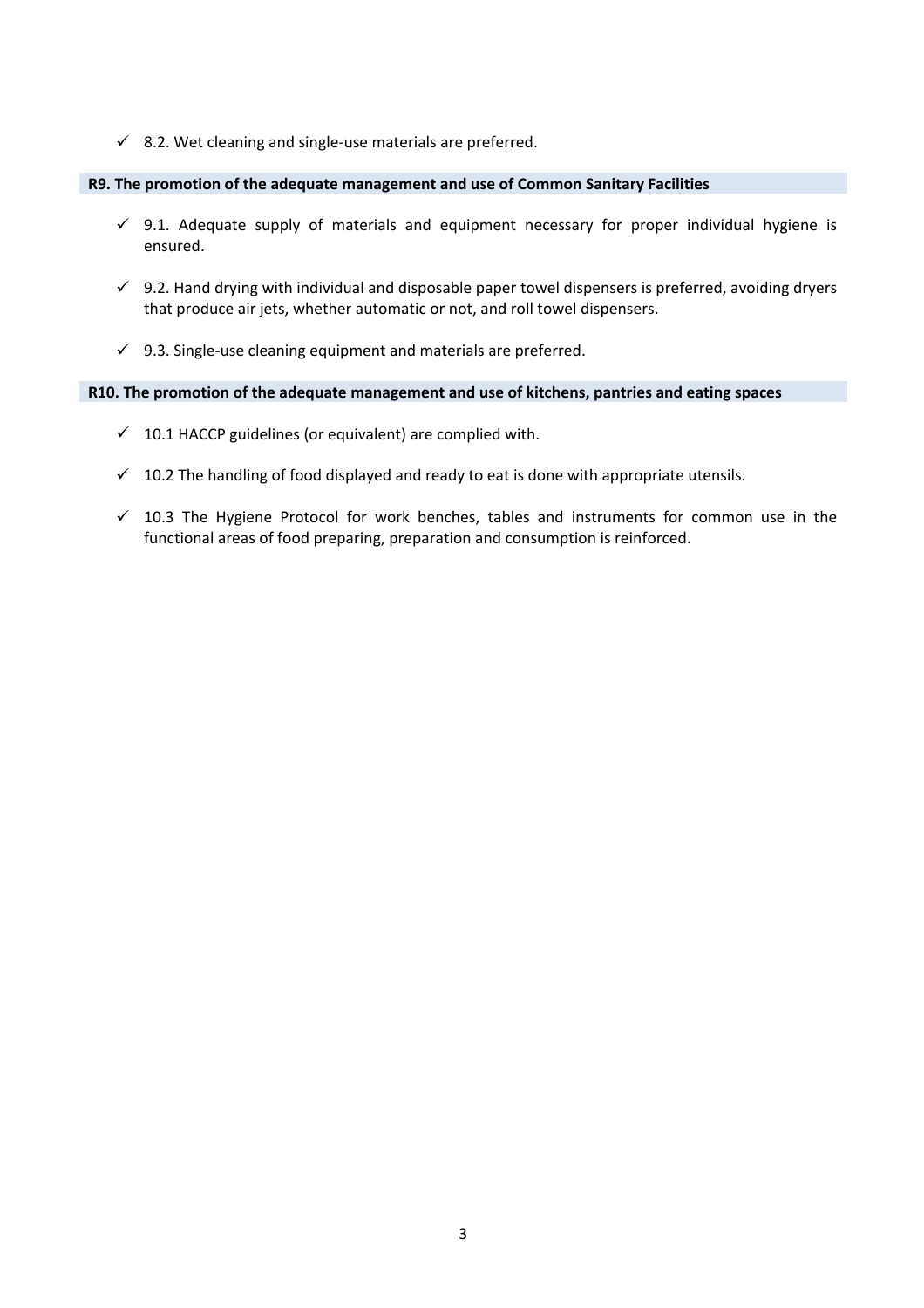- ✓ 8.2. Wet cleaning and single-use materials are preferred.

**R9. The promotion of the adequate management and use of Common Sanitary Facilities**

- ✓ 9.1. Adequate supply of materials and equipment necessary for proper individual hygiene is ensured.

- ✓ 9.2. Hand drying with individual and disposable paper towel dispensers is preferred, avoiding dryers that produce air jets, whether automatic or not, and roll towel dispensers.

- ✓ 9.3. Single-use cleaning equipment and materials are preferred.

**R10. The promotion of the adequate management and use of kitchens, pantries and eating spaces**

- ✓ 10.1 HACCP guidelines (or equivalent) are complied with.

- ✓ 10.2 The handling of food displayed and ready to eat is done with appropriate utensils.

- ✓ 10.3 The Hygiene Protocol for work benches, tables and instruments for common use in the functional areas of food preparing, preparation and consumption is reinforced.